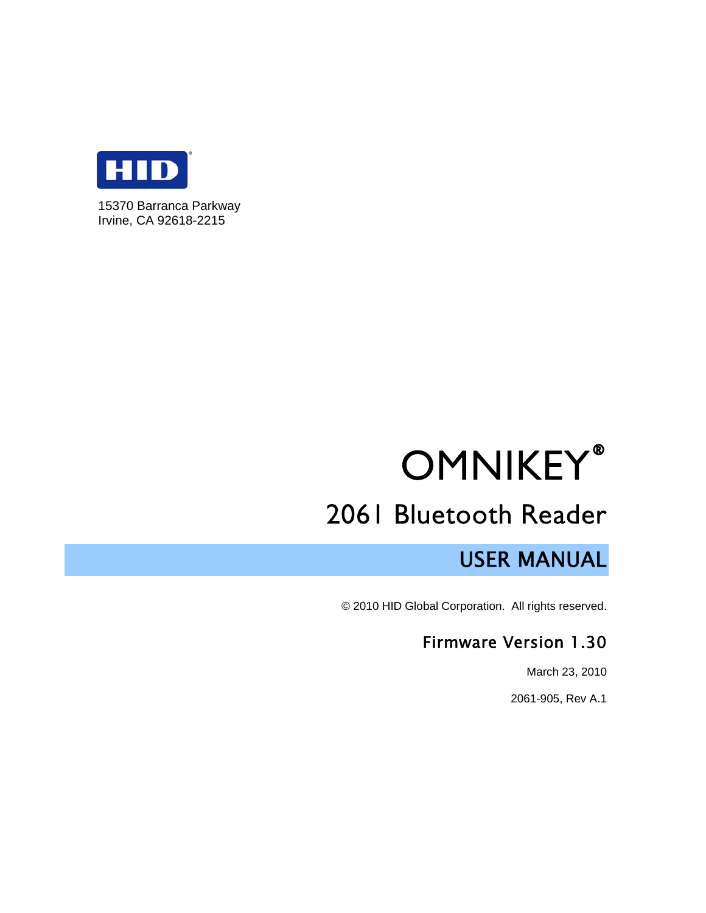HID®

15370 Barranca Parkway
Irvine, CA 92618-2215

# OMNIKEY®

## 2061 Bluetooth Reader

## USER MANUAL

© 2010 HID Global Corporation. All rights reserved.

### Firmware Version 1.30

March 23, 2010

2061-905, Rev A.1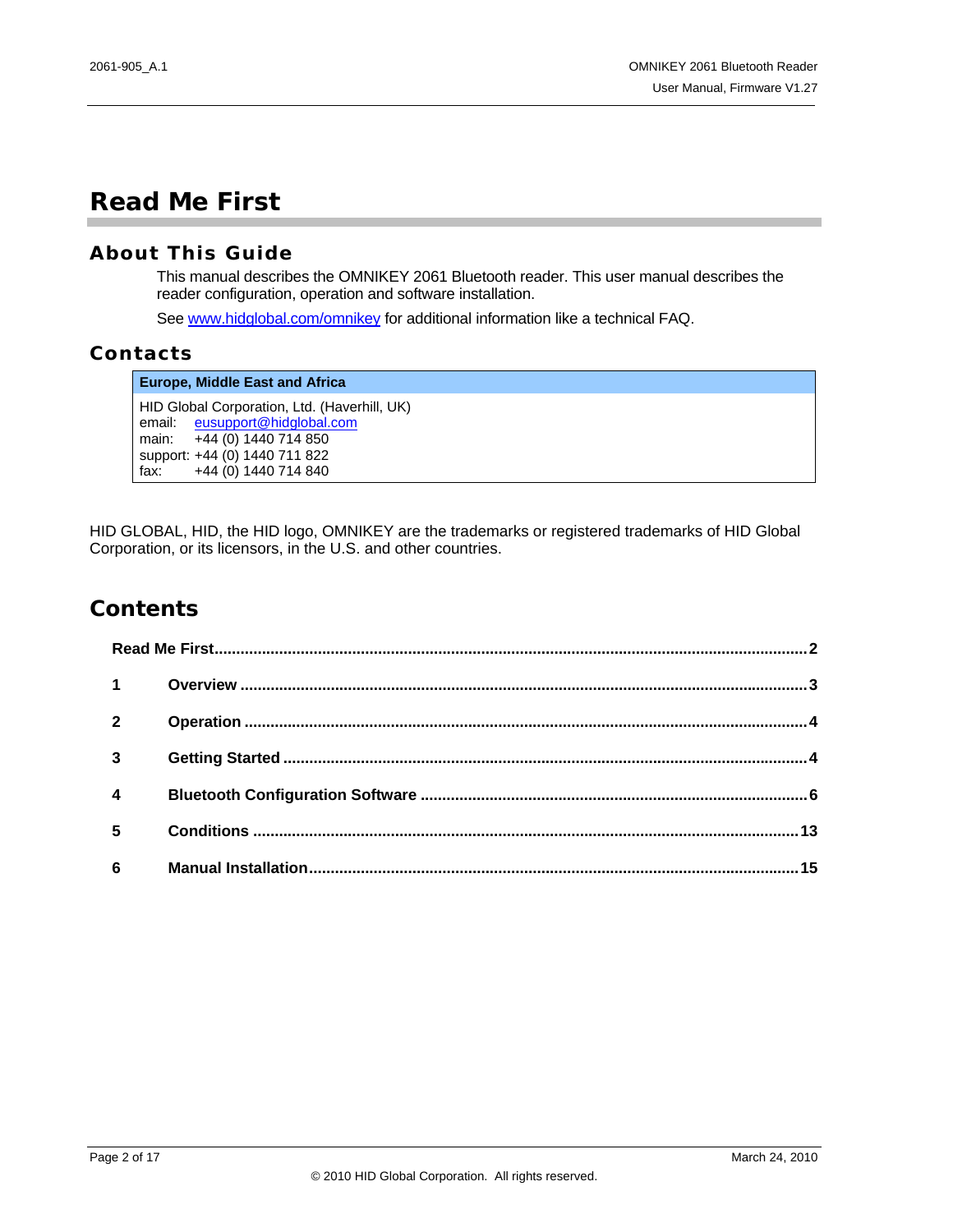# Read Me First

## About This Guide

This manual describes the OMNIKEY 2061 Bluetooth reader. This user manual describes the reader configuration, operation and software installation.

See www.hidglobal.com/omnikey for additional information like a technical FAQ.

## Contacts

| Europe, Middle East and Africa |
|---|
| HID Global Corporation, Ltd. (Haverhill, UK)<br>email: eusupport@hidglobal.com<br>main: +44 (0) 1440 714 850<br>support: +44 (0) 1440 711 822<br>fax: +44 (0) 1440 714 840 |

HID GLOBAL, HID, the HID logo, OMNIKEY are the trademarks or registered trademarks of HID Global Corporation, or its licensors, in the U.S. and other countries.

# Contents

**Read Me First** ..... 2

1 **Overview** ..... 3

2 **Operation** ..... 4

3 **Getting Started** ..... 4

4 **Bluetooth Configuration Software** ..... 6

5 **Conditions** ..... 13

6 **Manual Installation** ..... 15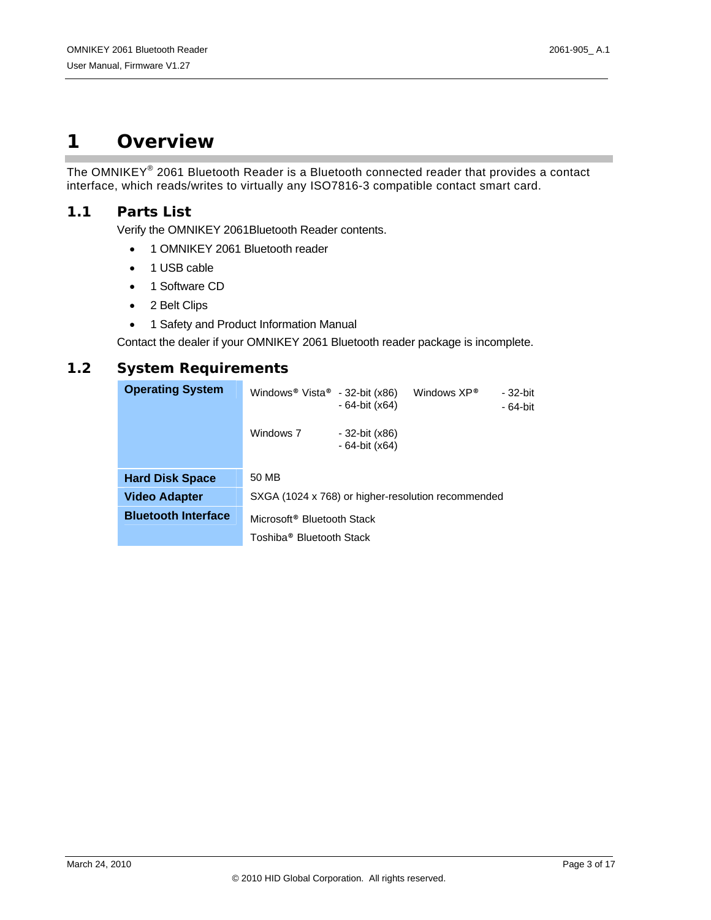# 1 Overview

The OMNIKEY® 2061 Bluetooth Reader is a Bluetooth connected reader that provides a contact interface, which reads/writes to virtually any ISO7816-3 compatible contact smart card.

## 1.1 Parts List

Verify the OMNIKEY 2061Bluetooth Reader contents.

- 1 OMNIKEY 2061 Bluetooth reader
- 1 USB cable
- 1 Software CD
- 2 Belt Clips
- 1 Safety and Product Information Manual

Contact the dealer if your OMNIKEY 2061 Bluetooth reader package is incomplete.

## 1.2 System Requirements

| | | | | |
|---|---|---|---|---|
| **Operating System** | Windows® Vista® | - 32-bit (x86)<br>- 64-bit (x64) | Windows XP® | - 32-bit<br>- 64-bit |
| | Windows 7 | - 32-bit (x86)<br>- 64-bit (x64) | | |
| **Hard Disk Space** | 50 MB | | | |
| **Video Adapter** | SXGA (1024 x 768) or higher-resolution recommended | | | |
| **Bluetooth Interface** | Microsoft® Bluetooth Stack<br>Toshiba® Bluetooth Stack | | | |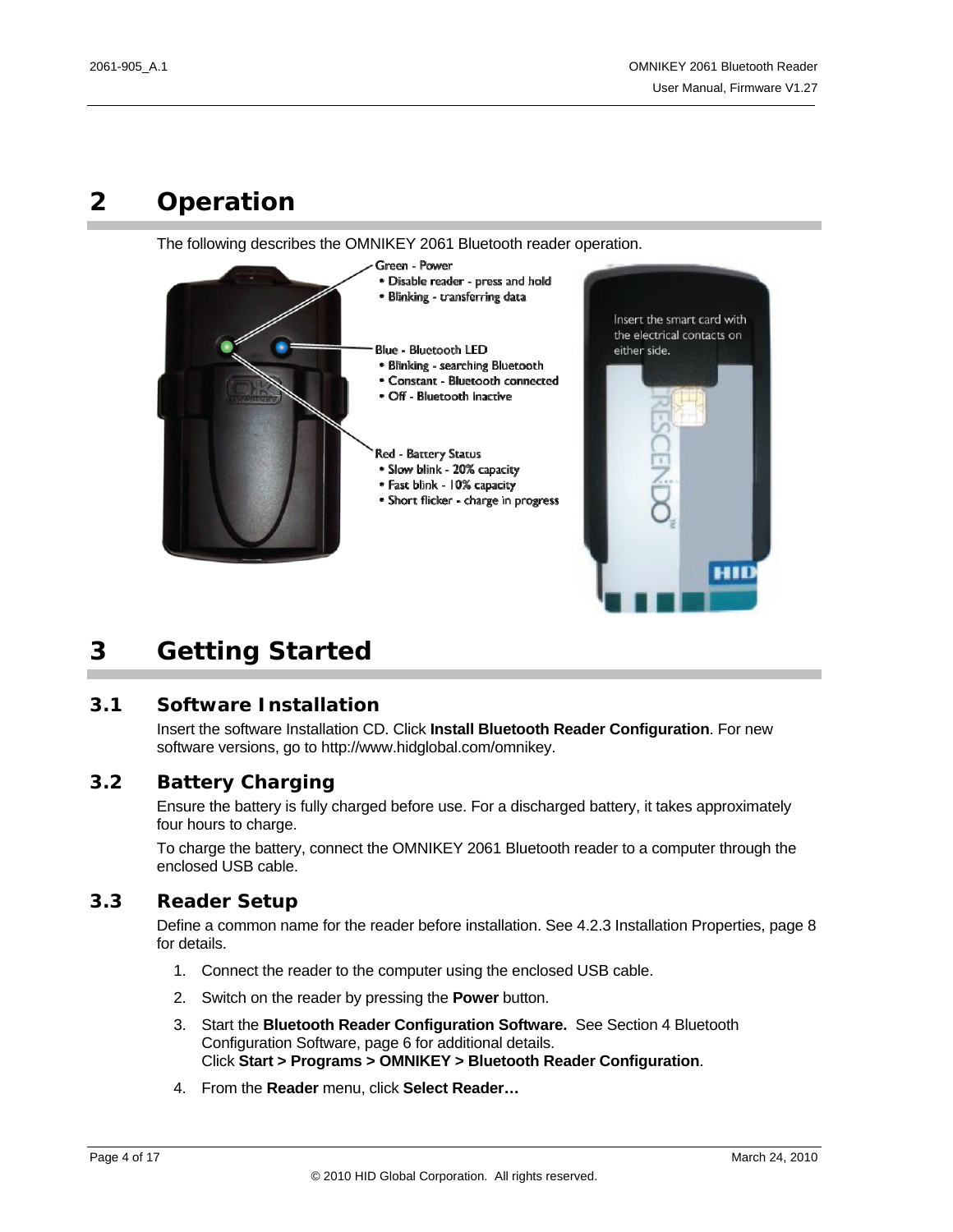# 2 Operation

The following describes the OMNIKEY 2061 Bluetooth reader operation.

Green - Power
- Disable reader - press and hold
- Blinking - transferring data

Blue - Bluetooth LED
- Blinking - searching Bluetooth
- Constant - Bluetooth connected
- Off - Bluetooth inactive

Red - Battery Status
- Slow blink - 20% capacity
- Fast blink - 10% capacity
- Short flicker - charge in progress

Insert the smart card with the electrical contacts on either side.

# 3 Getting Started

## 3.1 Software Installation

Insert the software Installation CD. Click **Install Bluetooth Reader Configuration**. For new software versions, go to http://www.hidglobal.com/omnikey.

## 3.2 Battery Charging

Ensure the battery is fully charged before use. For a discharged battery, it takes approximately four hours to charge.

To charge the battery, connect the OMNIKEY 2061 Bluetooth reader to a computer through the enclosed USB cable.

## 3.3 Reader Setup

Define a common name for the reader before installation. See 4.2.3 Installation Properties, page 8 for details.

1. Connect the reader to the computer using the enclosed USB cable.
2. Switch on the reader by pressing the **Power** button.
3. Start the **Bluetooth Reader Configuration Software.** See Section 4 Bluetooth Configuration Software, page 6 for additional details.
   Click **Start > Programs > OMNIKEY > Bluetooth Reader Configuration**.
4. From the **Reader** menu, click **Select Reader…**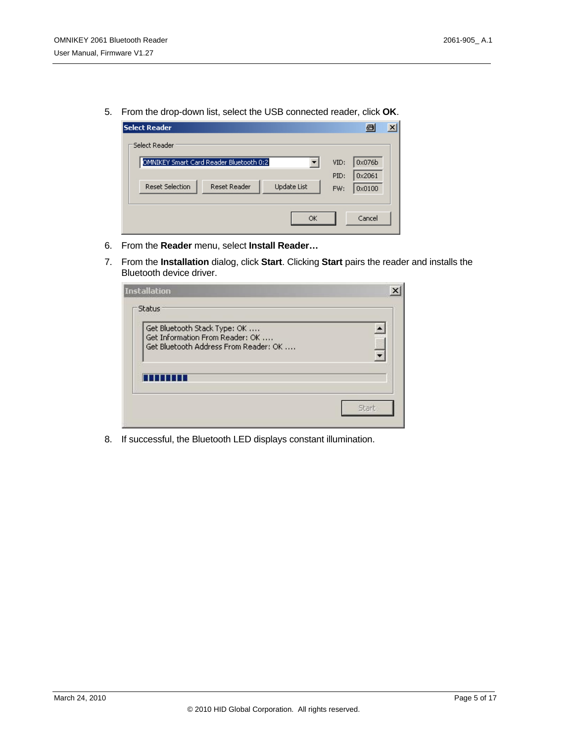5. From the drop-down list, select the USB connected reader, click **OK**.

6. From the **Reader** menu, select **Install Reader…**

7. From the **Installation** dialog, click **Start**. Clicking **Start** pairs the reader and installs the Bluetooth device driver.

8. If successful, the Bluetooth LED displays constant illumination.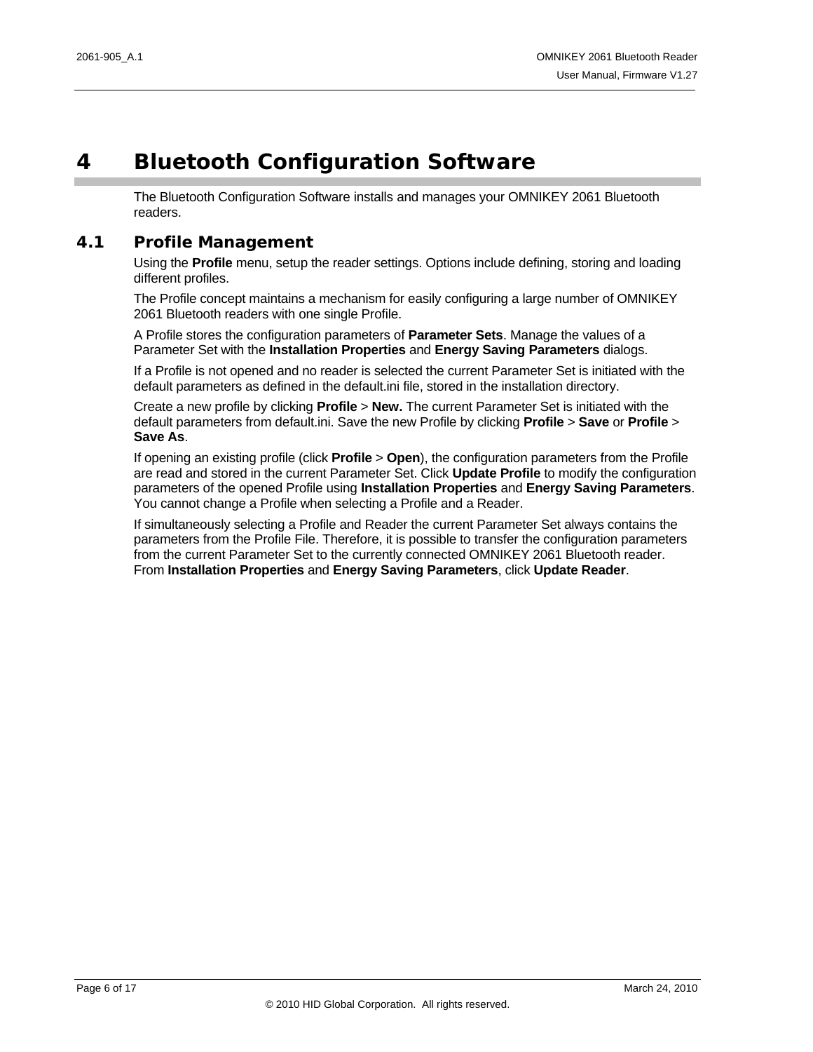# 4 Bluetooth Configuration Software

The Bluetooth Configuration Software installs and manages your OMNIKEY 2061 Bluetooth readers.

## 4.1 Profile Management

Using the **Profile** menu, setup the reader settings. Options include defining, storing and loading different profiles.

The Profile concept maintains a mechanism for easily configuring a large number of OMNIKEY 2061 Bluetooth readers with one single Profile.

A Profile stores the configuration parameters of **Parameter Sets**. Manage the values of a Parameter Set with the **Installation Properties** and **Energy Saving Parameters** dialogs.

If a Profile is not opened and no reader is selected the current Parameter Set is initiated with the default parameters as defined in the default.ini file, stored in the installation directory.

Create a new profile by clicking **Profile** > **New.** The current Parameter Set is initiated with the default parameters from default.ini. Save the new Profile by clicking **Profile** > **Save** or **Profile** > **Save As**.

If opening an existing profile (click **Profile** > **Open**), the configuration parameters from the Profile are read and stored in the current Parameter Set. Click **Update Profile** to modify the configuration parameters of the opened Profile using **Installation Properties** and **Energy Saving Parameters**. You cannot change a Profile when selecting a Profile and a Reader.

If simultaneously selecting a Profile and Reader the current Parameter Set always contains the parameters from the Profile File. Therefore, it is possible to transfer the configuration parameters from the current Parameter Set to the currently connected OMNIKEY 2061 Bluetooth reader. From **Installation Properties** and **Energy Saving Parameters**, click **Update Reader**.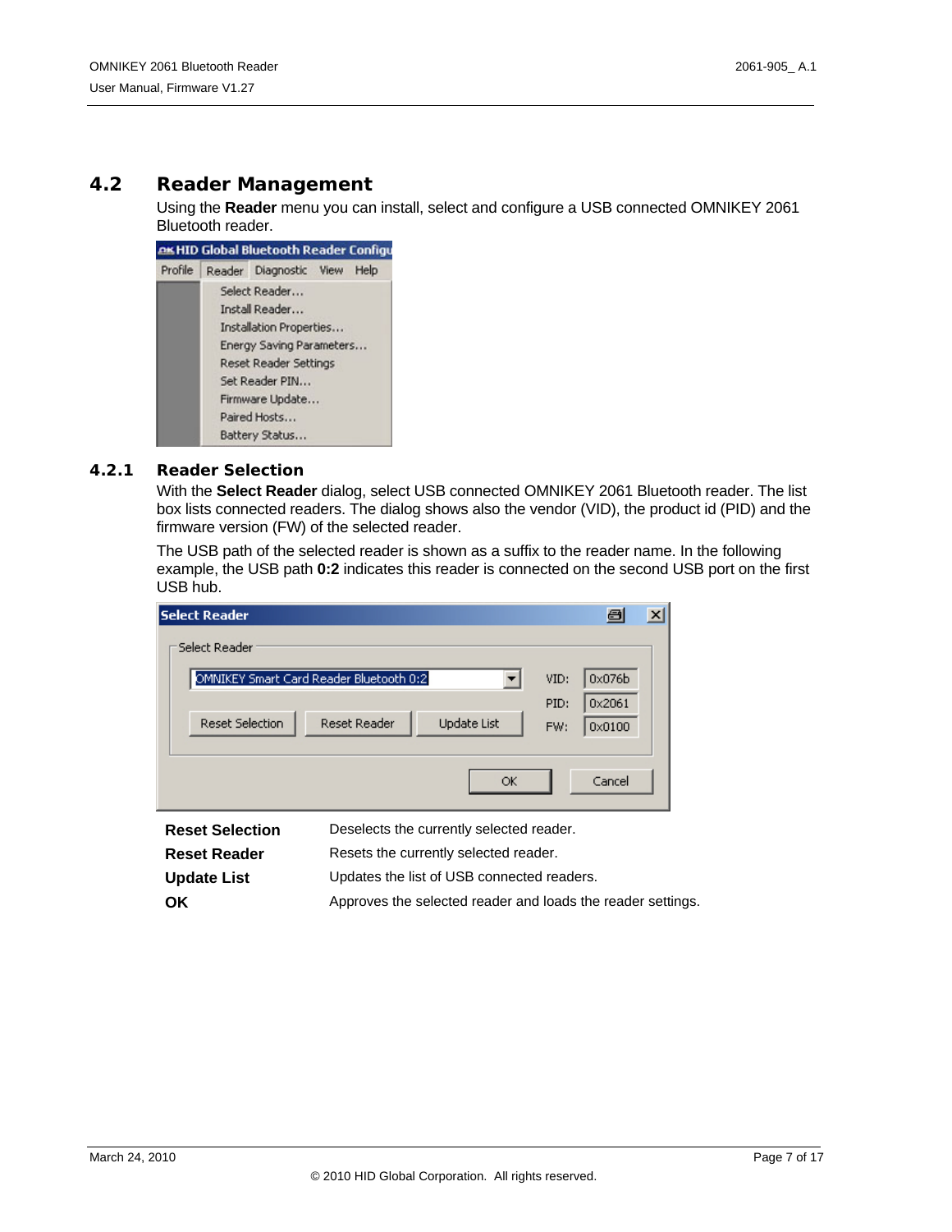## 4.2 Reader Management

Using the **Reader** menu you can install, select and configure a USB connected OMNIKEY 2061 Bluetooth reader.

### 4.2.1 Reader Selection

With the **Select Reader** dialog, select USB connected OMNIKEY 2061 Bluetooth reader. The list box lists connected readers. The dialog shows also the vendor (VID), the product id (PID) and the firmware version (FW) of the selected reader.

The USB path of the selected reader is shown as a suffix to the reader name. In the following example, the USB path **0:2** indicates this reader is connected on the second USB port on the first USB hub.

| | |
|---|---|
| **Reset Selection** | Deselects the currently selected reader. |
| **Reset Reader** | Resets the currently selected reader. |
| **Update List** | Updates the list of USB connected readers. |
| **OK** | Approves the selected reader and loads the reader settings. |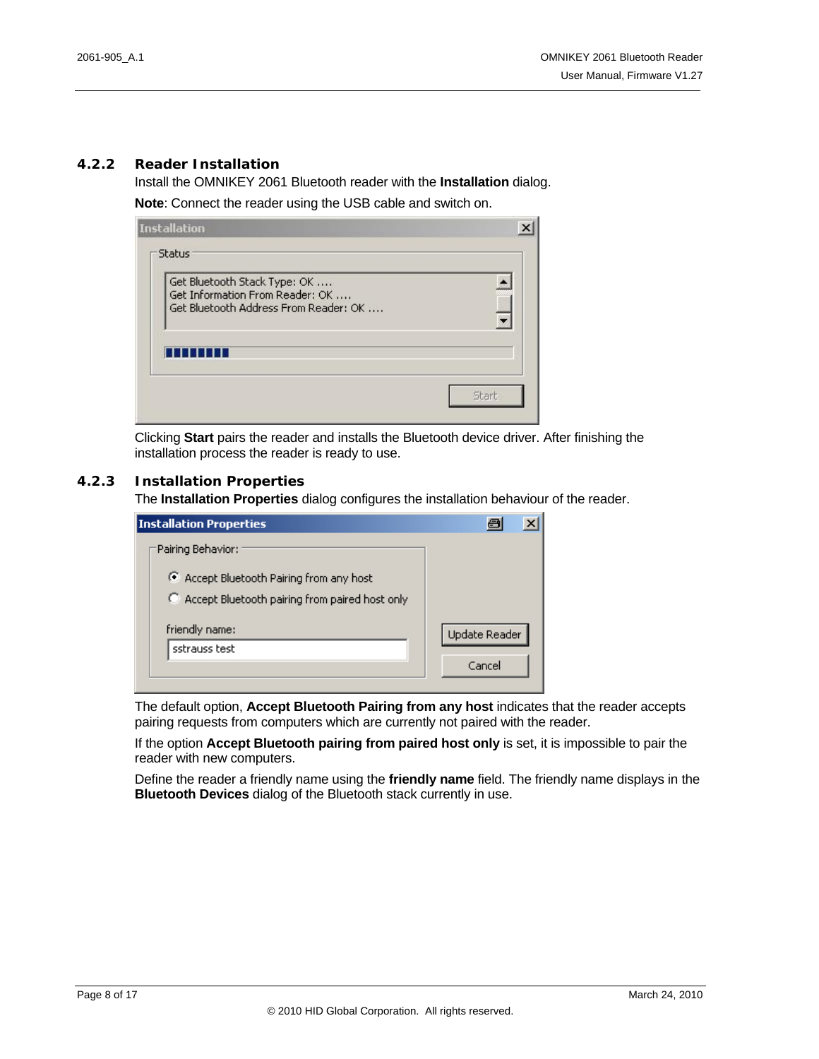### 4.2.2 Reader Installation

Install the OMNIKEY 2061 Bluetooth reader with the **Installation** dialog.

**Note**: Connect the reader using the USB cable and switch on.

Clicking **Start** pairs the reader and installs the Bluetooth device driver. After finishing the installation process the reader is ready to use.

### 4.2.3 Installation Properties

The **Installation Properties** dialog configures the installation behaviour of the reader.

The default option, **Accept Bluetooth Pairing from any host** indicates that the reader accepts pairing requests from computers which are currently not paired with the reader.

If the option **Accept Bluetooth pairing from paired host only** is set, it is impossible to pair the reader with new computers.

Define the reader a friendly name using the **friendly name** field. The friendly name displays in the **Bluetooth Devices** dialog of the Bluetooth stack currently in use.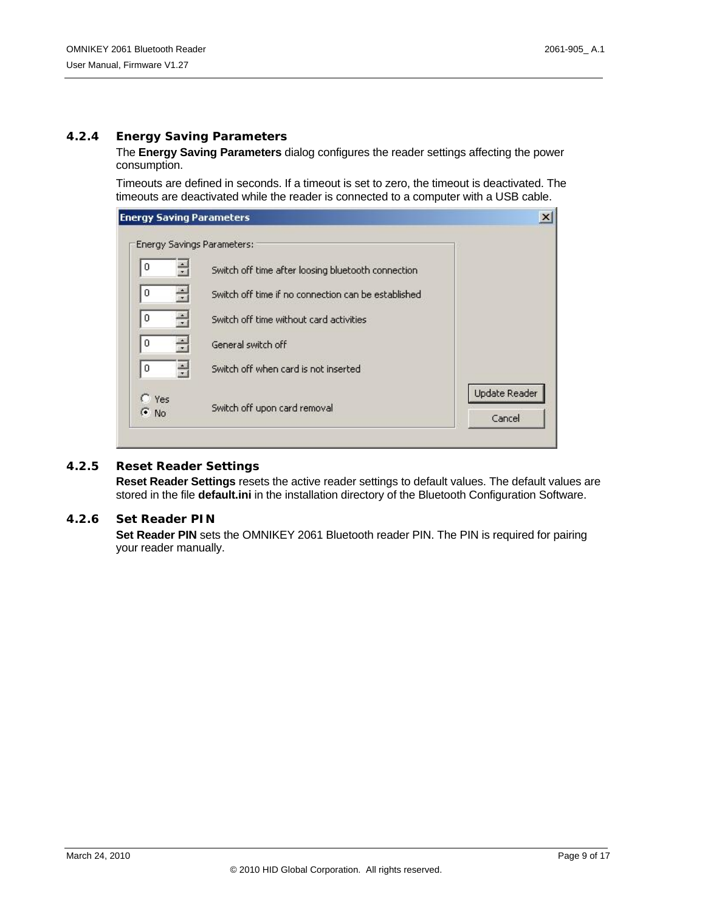### 4.2.4 Energy Saving Parameters

The **Energy Saving Parameters** dialog configures the reader settings affecting the power consumption.

Timeouts are defined in seconds. If a timeout is set to zero, the timeout is deactivated. The timeouts are deactivated while the reader is connected to a computer with a USB cable.

### 4.2.5 Reset Reader Settings

**Reset Reader Settings** resets the active reader settings to default values. The default values are stored in the file **default.ini** in the installation directory of the Bluetooth Configuration Software.

### 4.2.6 Set Reader PIN

**Set Reader PIN** sets the OMNIKEY 2061 Bluetooth reader PIN. The PIN is required for pairing your reader manually.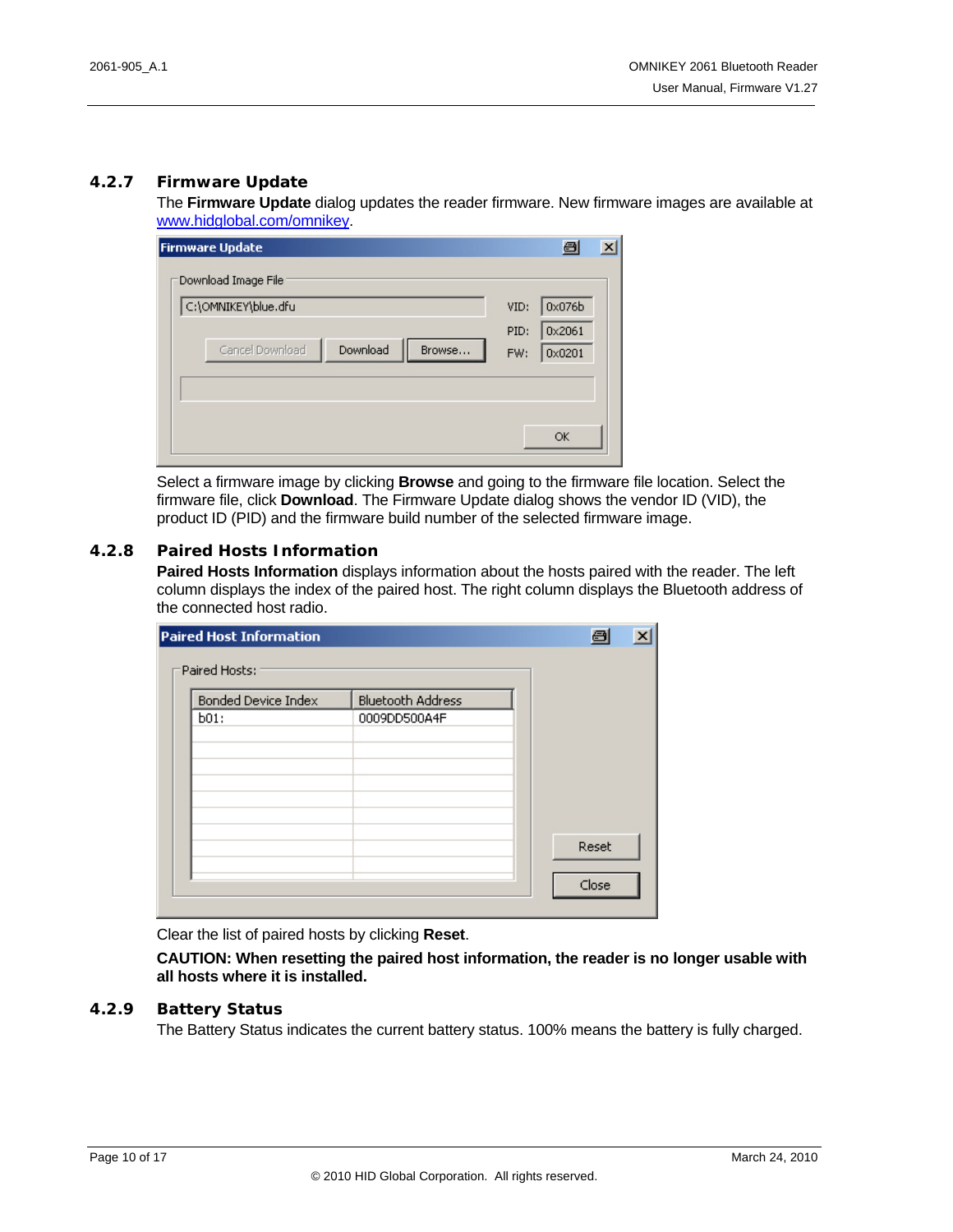### 4.2.7 Firmware Update

The **Firmware Update** dialog updates the reader firmware. New firmware images are available at www.hidglobal.com/omnikey.

Select a firmware image by clicking **Browse** and going to the firmware file location. Select the firmware file, click **Download**. The Firmware Update dialog shows the vendor ID (VID), the product ID (PID) and the firmware build number of the selected firmware image.

### 4.2.8 Paired Hosts Information

**Paired Hosts Information** displays information about the hosts paired with the reader. The left column displays the index of the paired host. The right column displays the Bluetooth address of the connected host radio.

Clear the list of paired hosts by clicking **Reset**.

**CAUTION: When resetting the paired host information, the reader is no longer usable with all hosts where it is installed.**

### 4.2.9 Battery Status

The Battery Status indicates the current battery status. 100% means the battery is fully charged.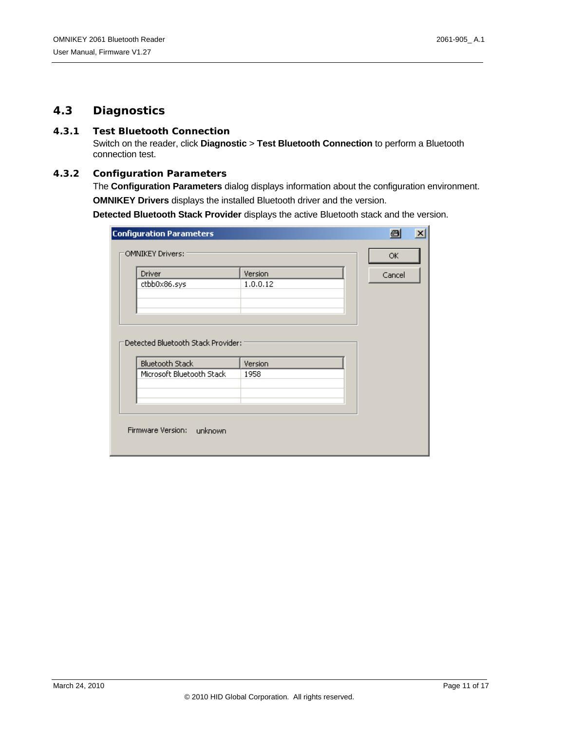## 4.3 Diagnostics

### 4.3.1 Test Bluetooth Connection

Switch on the reader, click **Diagnostic** > **Test Bluetooth Connection** to perform a Bluetooth connection test.

### 4.3.2 Configuration Parameters

The **Configuration Parameters** dialog displays information about the configuration environment.

**OMNIKEY Drivers** displays the installed Bluetooth driver and the version.

**Detected Bluetooth Stack Provider** displays the active Bluetooth stack and the version.

**Configuration Parameters**

OMNIKEY Drivers:

| Driver | Version |
|---|---|
| ctbb0x86.sys | 1.0.0.12 |

Detected Bluetooth Stack Provider:

| Bluetooth Stack | Version |
|---|---|
| Microsoft Bluetooth Stack | 1958 |

Firmware Version: unknown

OK

Cancel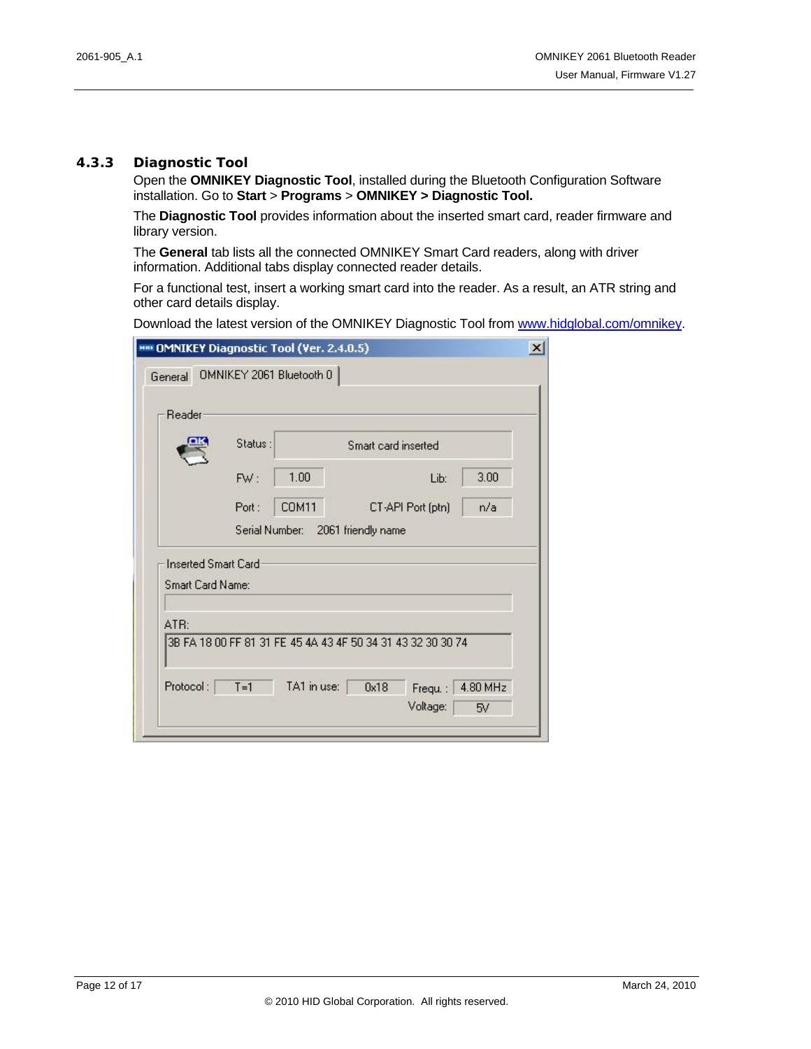### 4.3.3 Diagnostic Tool

Open the **OMNIKEY Diagnostic Tool**, installed during the Bluetooth Configuration Software installation. Go to **Start** > **Programs** > **OMNIKEY > Diagnostic Tool.**

The **Diagnostic Tool** provides information about the inserted smart card, reader firmware and library version.

The **General** tab lists all the connected OMNIKEY Smart Card readers, along with driver information. Additional tabs display connected reader details.

For a functional test, insert a working smart card into the reader. As a result, an ATR string and other card details display.

Download the latest version of the OMNIKEY Diagnostic Tool from [www.hidglobal.com/omnikey](www.hidglobal.com/omnikey).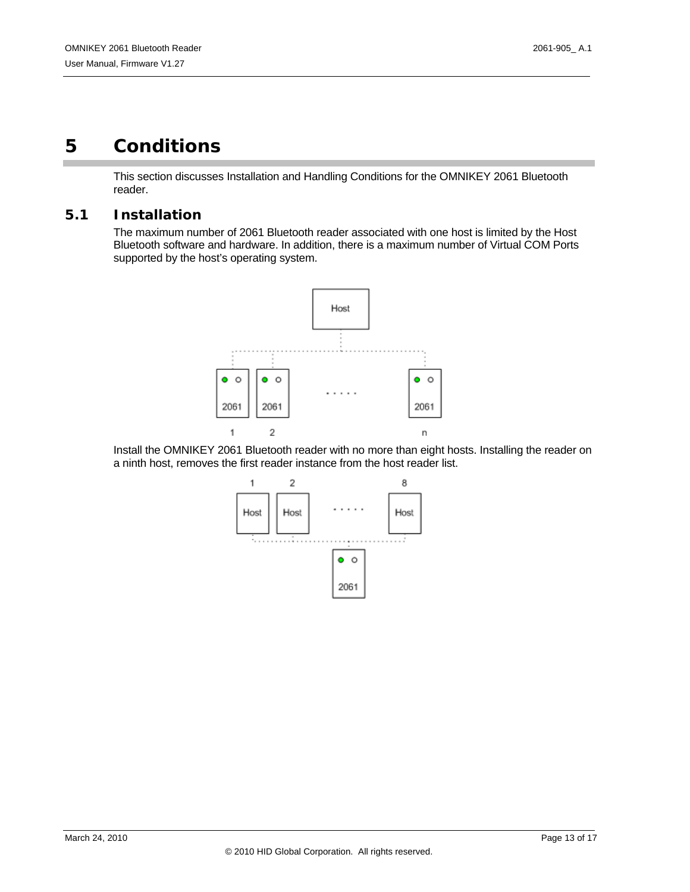# 5 Conditions

This section discusses Installation and Handling Conditions for the OMNIKEY 2061 Bluetooth reader.

## 5.1 Installation

The maximum number of 2061 Bluetooth reader associated with one host is limited by the Host Bluetooth software and hardware. In addition, there is a maximum number of Virtual COM Ports supported by the host's operating system.

Install the OMNIKEY 2061 Bluetooth reader with no more than eight hosts. Installing the reader on a ninth host, removes the first reader instance from the host reader list.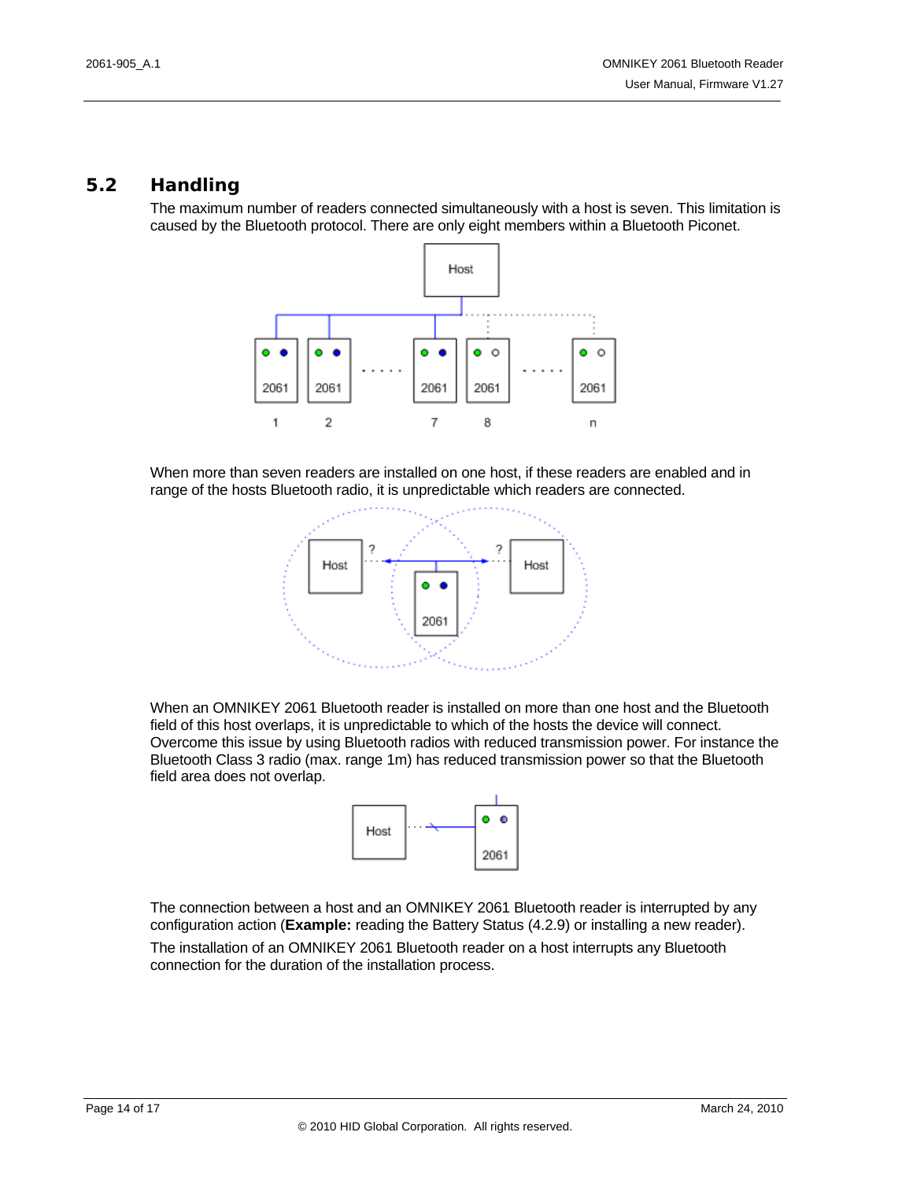## 5.2 Handling

The maximum number of readers connected simultaneously with a host is seven. This limitation is caused by the Bluetooth protocol. There are only eight members within a Bluetooth Piconet.

When more than seven readers are installed on one host, if these readers are enabled and in range of the hosts Bluetooth radio, it is unpredictable which readers are connected.

When an OMNIKEY 2061 Bluetooth reader is installed on more than one host and the Bluetooth field of this host overlaps, it is unpredictable to which of the hosts the device will connect. Overcome this issue by using Bluetooth radios with reduced transmission power. For instance the Bluetooth Class 3 radio (max. range 1m) has reduced transmission power so that the Bluetooth field area does not overlap.

The connection between a host and an OMNIKEY 2061 Bluetooth reader is interrupted by any configuration action (**Example:** reading the Battery Status (4.2.9) or installing a new reader).

The installation of an OMNIKEY 2061 Bluetooth reader on a host interrupts any Bluetooth connection for the duration of the installation process.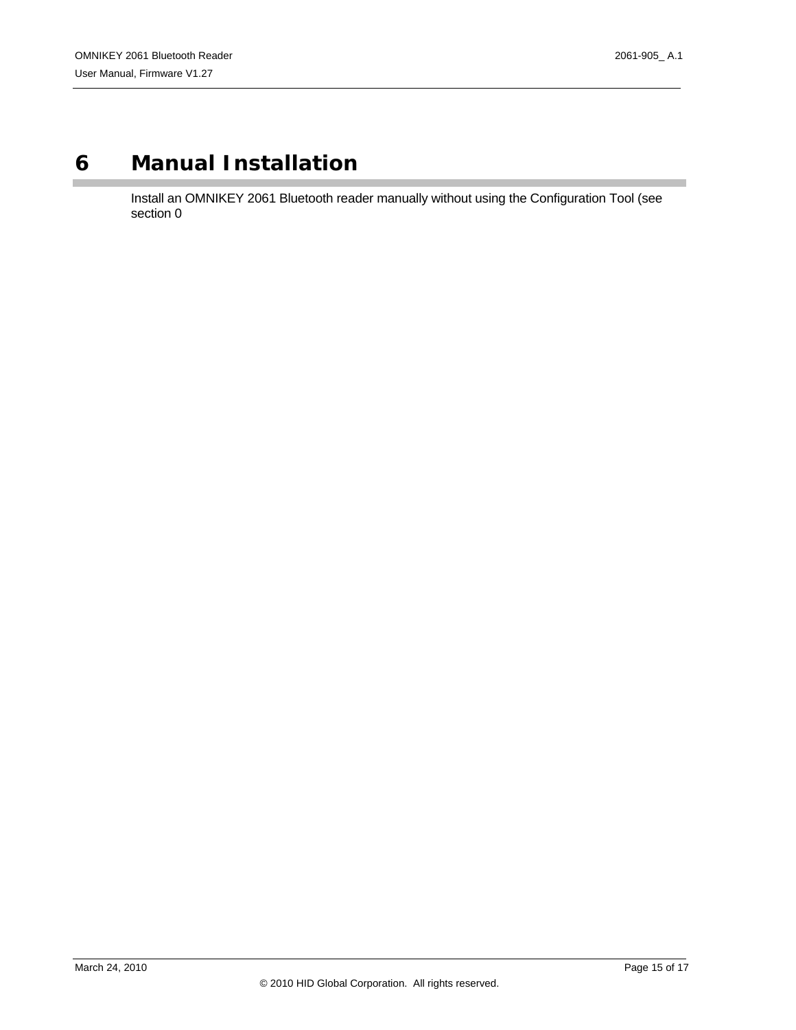# 6 Manual Installation

Install an OMNIKEY 2061 Bluetooth reader manually without using the Configuration Tool (see section 0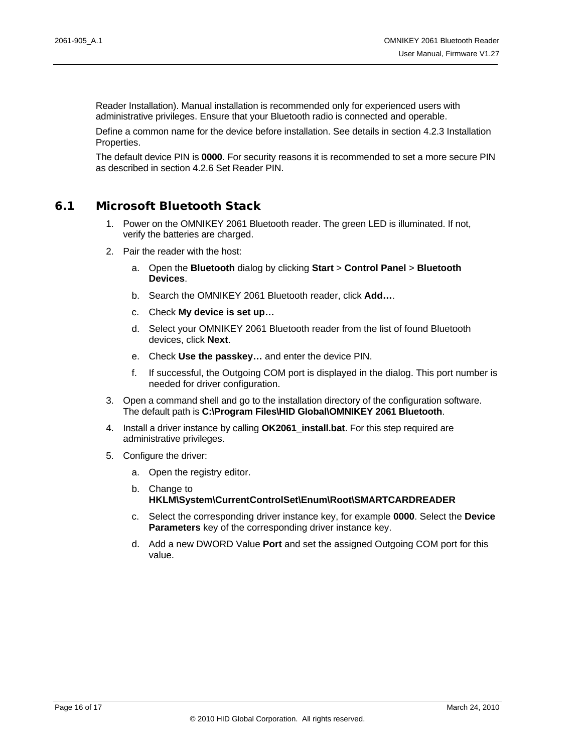Reader Installation). Manual installation is recommended only for experienced users with administrative privileges. Ensure that your Bluetooth radio is connected and operable.

Define a common name for the device before installation. See details in section 4.2.3 Installation Properties.

The default device PIN is **0000**. For security reasons it is recommended to set a more secure PIN as described in section 4.2.6 Set Reader PIN.

## 6.1 Microsoft Bluetooth Stack

1. Power on the OMNIKEY 2061 Bluetooth reader. The green LED is illuminated. If not, verify the batteries are charged.
2. Pair the reader with the host:
    a. Open the **Bluetooth** dialog by clicking **Start** > **Control Panel** > **Bluetooth Devices**.
    b. Search the OMNIKEY 2061 Bluetooth reader, click **Add…**.
    c. Check **My device is set up…**
    d. Select your OMNIKEY 2061 Bluetooth reader from the list of found Bluetooth devices, click **Next**.
    e. Check **Use the passkey…** and enter the device PIN.
    f. If successful, the Outgoing COM port is displayed in the dialog. This port number is needed for driver configuration.
3. Open a command shell and go to the installation directory of the configuration software. The default path is **C:\Program Files\HID Global\OMNIKEY 2061 Bluetooth**.
4. Install a driver instance by calling **OK2061_install.bat**. For this step required are administrative privileges.
5. Configure the driver:
    a. Open the registry editor.
    b. Change to **HKLM\System\CurrentControlSet\Enum\Root\SMARTCARDREADER**
    c. Select the corresponding driver instance key, for example **0000**. Select the **Device Parameters** key of the corresponding driver instance key.
    d. Add a new DWORD Value **Port** and set the assigned Outgoing COM port for this value.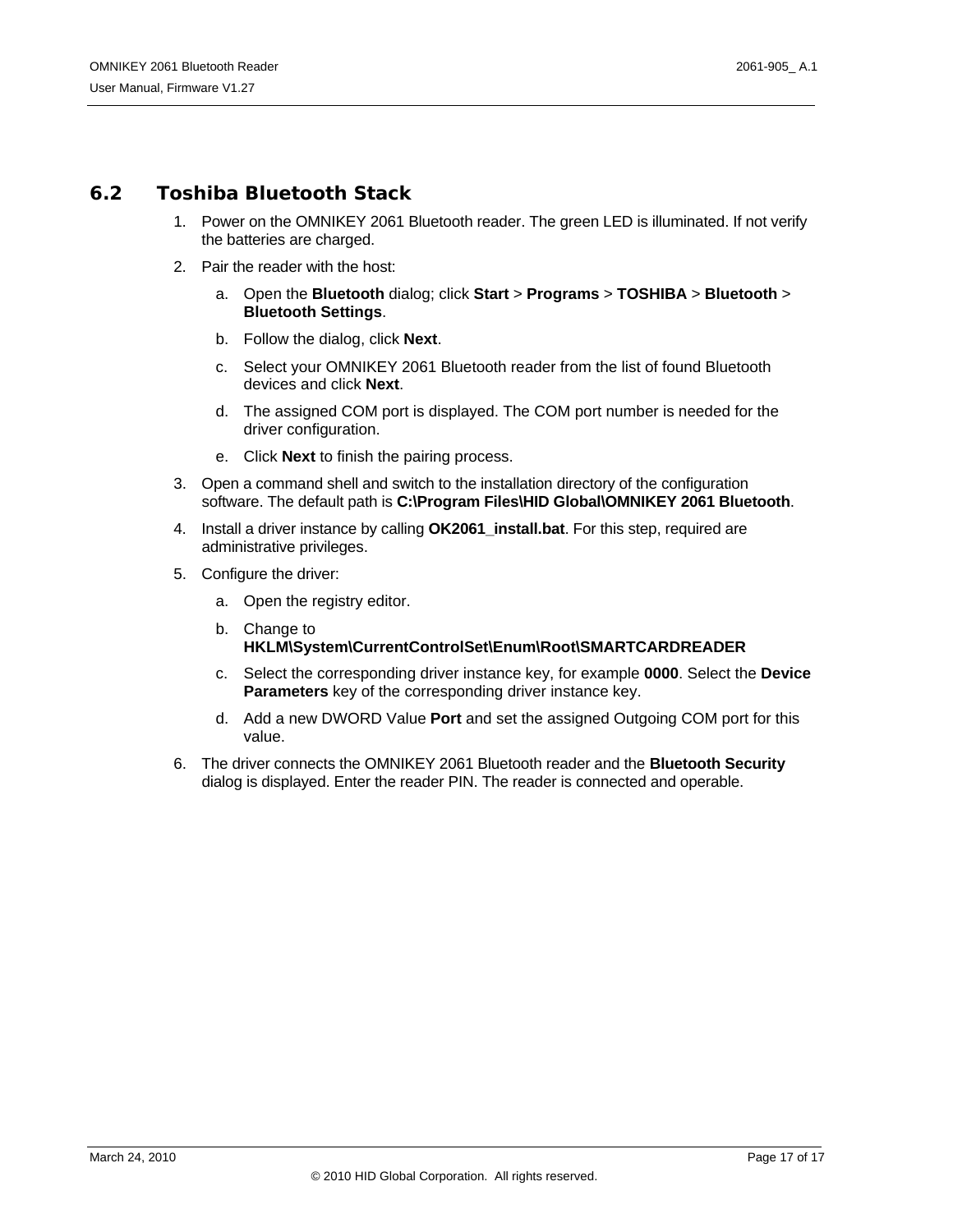## 6.2 Toshiba Bluetooth Stack

1. Power on the OMNIKEY 2061 Bluetooth reader. The green LED is illuminated. If not verify the batteries are charged.
2. Pair the reader with the host:
   a. Open the **Bluetooth** dialog; click **Start** > **Programs** > **TOSHIBA** > **Bluetooth** > **Bluetooth Settings**.
   b. Follow the dialog, click **Next**.
   c. Select your OMNIKEY 2061 Bluetooth reader from the list of found Bluetooth devices and click **Next**.
   d. The assigned COM port is displayed. The COM port number is needed for the driver configuration.
   e. Click **Next** to finish the pairing process.
3. Open a command shell and switch to the installation directory of the configuration software. The default path is **C:\Program Files\HID Global\OMNIKEY 2061 Bluetooth**.
4. Install a driver instance by calling **OK2061_install.bat**. For this step, required are administrative privileges.
5. Configure the driver:
   a. Open the registry editor.
   b. Change to **HKLM\System\CurrentControlSet\Enum\Root\SMARTCARDREADER**
   c. Select the corresponding driver instance key, for example **0000**. Select the **Device Parameters** key of the corresponding driver instance key.
   d. Add a new DWORD Value **Port** and set the assigned Outgoing COM port for this value.
6. The driver connects the OMNIKEY 2061 Bluetooth reader and the **Bluetooth Security** dialog is displayed. Enter the reader PIN. The reader is connected and operable.